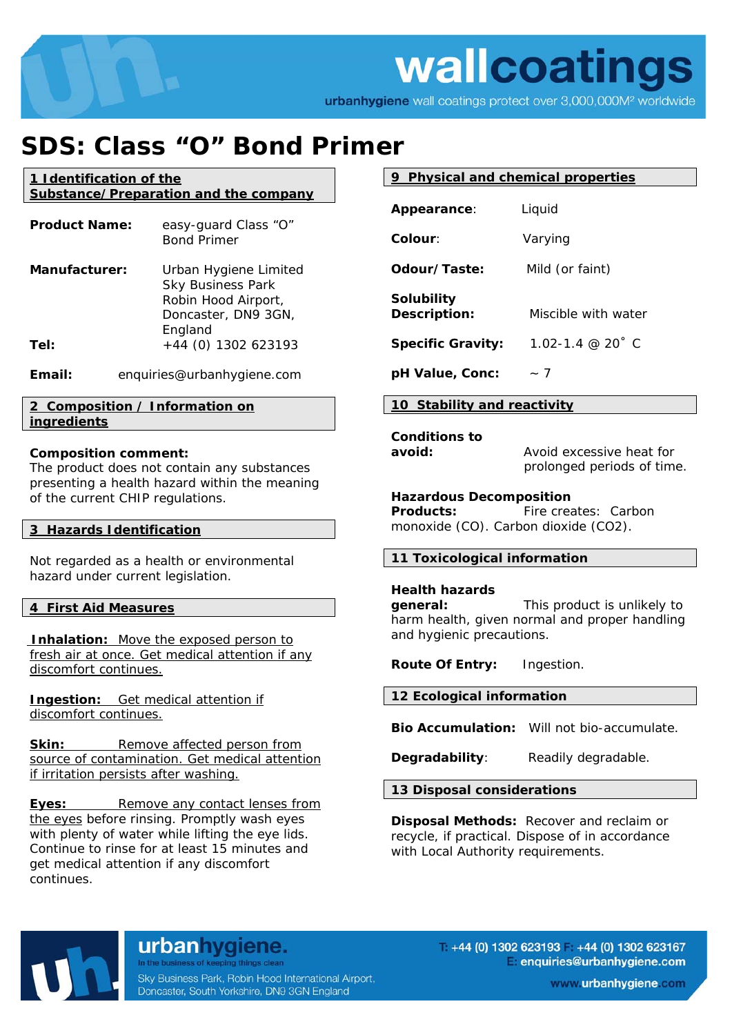# SDS: Class "O" Bond Primer

## 1 Identification of the Substance/Preparation and the company

**Product Name:** easy-guard Class "O" Bond Primer

**Manufacturer:** Urban Hygiene Limited
Sky Business Park
Robin Hood Airport,
Doncaster, DN9 3GN,
England

**Tel:** +44 (0) 1302 623193

**Email:** enquiries@urbanhygiene.com

## 2 Composition / Information on ingredients

**Composition comment:**
The product does not contain any substances presenting a health hazard within the meaning of the current CHIP regulations.

## 3 Hazards Identification

Not regarded as a health or environmental hazard under current legislation.

## 4 First Aid Measures

**Inhalation:** Move the exposed person to fresh air at once. Get medical attention if any discomfort continues.

**Ingestion:** Get medical attention if discomfort continues.

**Skin:** Remove affected person from source of contamination. Get medical attention if irritation persists after washing.

**Eyes:** Remove any contact lenses from the eyes before rinsing. Promptly wash eyes with plenty of water while lifting the eye lids. Continue to rinse for at least 15 minutes and get medical attention if any discomfort continues.

## 9 Physical and chemical properties

**Appearance:** Liquid

**Colour:** Varying

**Odour/Taste:** Mild (or faint)

**Solubility Description:** Miscible with water

**Specific Gravity:** 1.02-1.4 @ 20˚ C

**pH Value, Conc:** ~ 7

## 10 Stability and reactivity

**Conditions to avoid:** Avoid excessive heat for prolonged periods of time.

**Hazardous Decomposition Products:** Fire creates: Carbon monoxide (CO). Carbon dioxide ($CO_2$).

## 11 Toxicological information

**Health hazards general:** This product is unlikely to harm health, given normal and proper handling and hygienic precautions.

**Route Of Entry:** Ingestion.

## 12 Ecological information

**Bio Accumulation:** Will not bio-accumulate.

**Degradability:** Readily degradable.

## 13 Disposal considerations

**Disposal Methods:** Recover and reclaim or recycle, if practical. Dispose of in accordance with Local Authority requirements.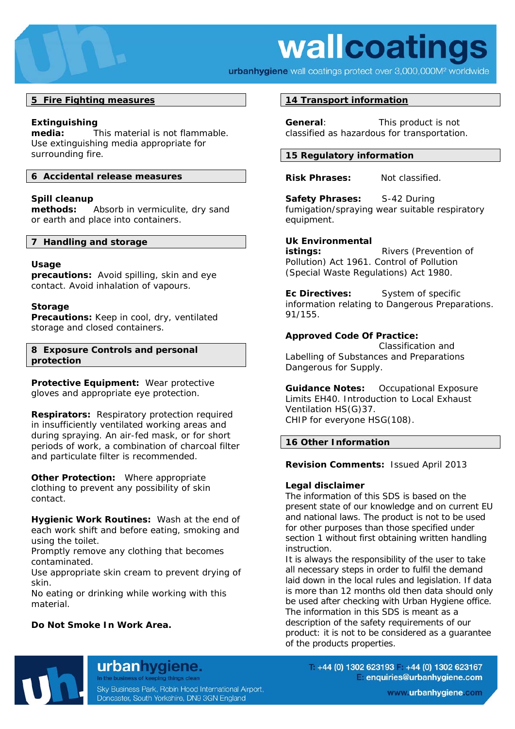## 5 Fire Fighting measures

**Extinguishing media:** This material is not flammable. Use extinguishing media appropriate for surrounding fire.

## 6 Accidental release measures

**Spill cleanup methods:** Absorb in vermiculite, dry sand or earth and place into containers.

## 7 Handling and storage

**Usage precautions:** Avoid spilling, skin and eye contact. Avoid inhalation of vapours.

**Storage Precautions:** Keep in cool, dry, ventilated storage and closed containers.

## 8 Exposure Controls and personal protection

**Protective Equipment:** Wear protective gloves and appropriate eye protection.

**Respirators:** Respiratory protection required in insufficiently ventilated working areas and during spraying. An air-fed mask, or for short periods of work, a combination of charcoal filter and particulate filter is recommended.

**Other Protection:** Where appropriate clothing to prevent any possibility of skin contact.

**Hygienic Work Routines:** Wash at the end of each work shift and before eating, smoking and using the toilet.
Promptly remove any clothing that becomes contaminated.
Use appropriate skin cream to prevent drying of skin.
No eating or drinking while working with this material.

**Do Not Smoke In Work Area.**

## 14 Transport information

**General:** This product is not classified as hazardous for transportation.

## 15 Regulatory information

**Risk Phrases:** Not classified.

**Safety Phrases:** S-42 During fumigation/spraying wear suitable respiratory equipment.

**Uk Environmental istings:** Rivers (Prevention of Pollution) Act 1961. Control of Pollution (Special Waste Regulations) Act 1980.

**Ec Directives:** System of specific information relating to Dangerous Preparations. 91/155.

**Approved Code Of Practice:** Classification and Labelling of Substances and Preparations Dangerous for Supply.

**Guidance Notes:** Occupational Exposure Limits EH40. Introduction to Local Exhaust Ventilation HS(G)37.
CHIP for everyone HSG(108).

## 16 Other Information

**Revision Comments:** Issued April 2013

**Legal disclaimer**
The information of this SDS is based on the present state of our knowledge and on current EU and national laws. The product is not to be used for other purposes than those specified under section 1 without first obtaining written handling instruction.
It is always the responsibility of the user to take all necessary steps in order to fulfil the demand laid down in the local rules and legislation. If data is more than 12 months old then data should only be used after checking with Urban Hygiene office.
The information in this SDS is meant as a description of the safety requirements of our product: it is not to be considered as a guarantee of the products properties.